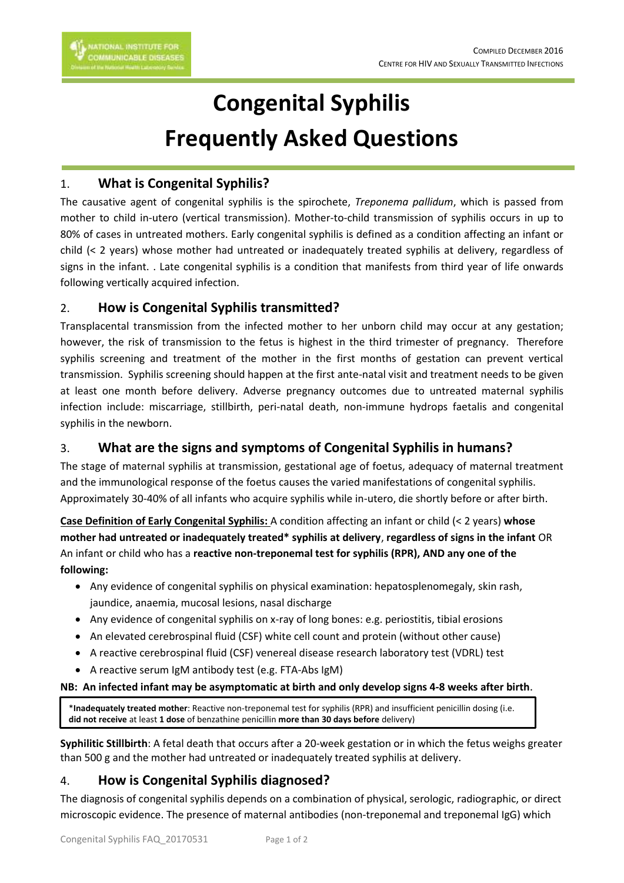COMPILED DECEMBER 2016
CENTRE FOR HIV AND SEXUALLY TRANSMITTED INFECTIONS

# Congenital Syphilis Frequently Asked Questions

## 1. What is Congenital Syphilis?

The causative agent of congenital syphilis is the spirochete, *Treponema pallidum*, which is passed from mother to child in-utero (vertical transmission). Mother-to-child transmission of syphilis occurs in up to 80% of cases in untreated mothers. Early congenital syphilis is defined as a condition affecting an infant or child (< 2 years) whose mother had untreated or inadequately treated syphilis at delivery, regardless of signs in the infant. . Late congenital syphilis is a condition that manifests from third year of life onwards following vertically acquired infection.

## 2. How is Congenital Syphilis transmitted?

Transplacental transmission from the infected mother to her unborn child may occur at any gestation; however, the risk of transmission to the fetus is highest in the third trimester of pregnancy. Therefore syphilis screening and treatment of the mother in the first months of gestation can prevent vertical transmission. Syphilis screening should happen at the first ante-natal visit and treatment needs to be given at least one month before delivery. Adverse pregnancy outcomes due to untreated maternal syphilis infection include: miscarriage, stillbirth, peri-natal death, non-immune hydrops faetalis and congenital syphilis in the newborn.

## 3. What are the signs and symptoms of Congenital Syphilis in humans?

The stage of maternal syphilis at transmission, gestational age of foetus, adequacy of maternal treatment and the immunological response of the foetus causes the varied manifestations of congenital syphilis. Approximately 30-40% of all infants who acquire syphilis while in-utero, die shortly before or after birth.

**Case Definition of Early Congenital Syphilis:** A condition affecting an infant or child (< 2 years) **whose mother had untreated or inadequately treated\* syphilis at delivery**, **regardless of signs in the infant** OR An infant or child who has a **reactive non-treponemal test for syphilis (RPR), AND any one of the following:**

- Any evidence of congenital syphilis on physical examination: hepatosplenomegaly, skin rash, jaundice, anaemia, mucosal lesions, nasal discharge
- Any evidence of congenital syphilis on x-ray of long bones: e.g. periostitis, tibial erosions
- An elevated cerebrospinal fluid (CSF) white cell count and protein (without other cause)
- A reactive cerebrospinal fluid (CSF) venereal disease research laboratory test (VDRL) test
- A reactive serum IgM antibody test (e.g. FTA-Abs IgM)

**NB: An infected infant may be asymptomatic at birth and only develop signs 4-8 weeks after birth**.

> \***Inadequately treated mother**: Reactive non-treponemal test for syphilis (RPR) and insufficient penicillin dosing (i.e. **did not receive** at least **1 dose** of benzathine penicillin **more than 30 days before** delivery)

**Syphilitic Stillbirth**: A fetal death that occurs after a 20-week gestation or in which the fetus weighs greater than 500 g and the mother had untreated or inadequately treated syphilis at delivery.

## 4. How is Congenital Syphilis diagnosed?

The diagnosis of congenital syphilis depends on a combination of physical, serologic, radiographic, or direct microscopic evidence. The presence of maternal antibodies (non-treponemal and treponemal IgG) which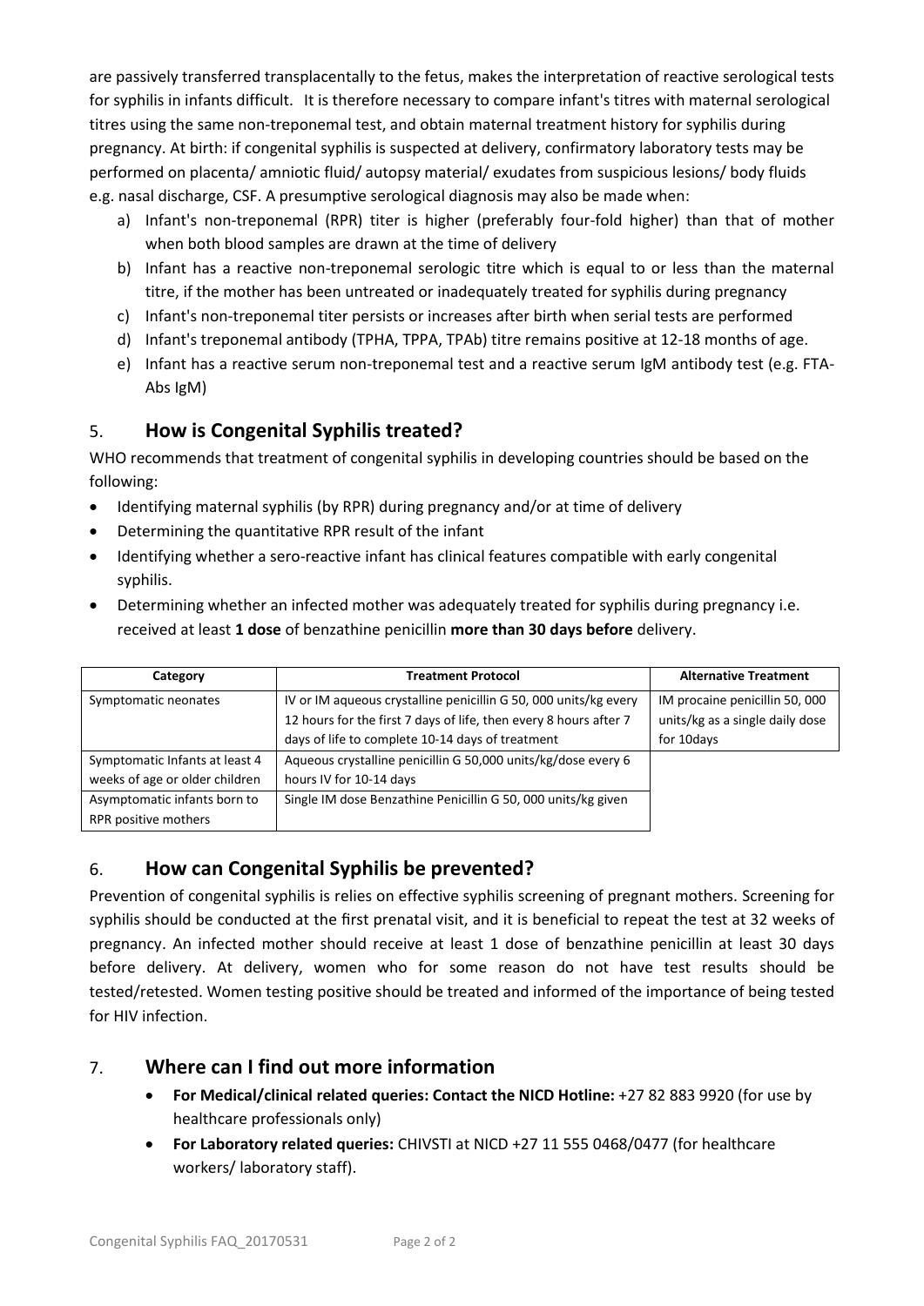are passively transferred transplacentally to the fetus, makes the interpretation of reactive serological tests for syphilis in infants difficult. It is therefore necessary to compare infant's titres with maternal serological titres using the same non-treponemal test, and obtain maternal treatment history for syphilis during pregnancy. At birth: if congenital syphilis is suspected at delivery, confirmatory laboratory tests may be performed on placenta/ amniotic fluid/ autopsy material/ exudates from suspicious lesions/ body fluids e.g. nasal discharge, CSF. A presumptive serological diagnosis may also be made when:

a) Infant's non-treponemal (RPR) titer is higher (preferably four-fold higher) than that of mother when both blood samples are drawn at the time of delivery
b) Infant has a reactive non-treponemal serologic titre which is equal to or less than the maternal titre, if the mother has been untreated or inadequately treated for syphilis during pregnancy
c) Infant's non-treponemal titer persists or increases after birth when serial tests are performed
d) Infant's treponemal antibody (TPHA, TPPA, TPAb) titre remains positive at 12-18 months of age.
e) Infant has a reactive serum non-treponemal test and a reactive serum IgM antibody test (e.g. FTA-Abs IgM)

## 5. How is Congenital Syphilis treated?

WHO recommends that treatment of congenital syphilis in developing countries should be based on the following:

- Identifying maternal syphilis (by RPR) during pregnancy and/or at time of delivery
- Determining the quantitative RPR result of the infant
- Identifying whether a sero-reactive infant has clinical features compatible with early congenital syphilis.
- Determining whether an infected mother was adequately treated for syphilis during pregnancy i.e. received at least **1 dose** of benzathine penicillin **more than 30 days before** delivery.

| Category | Treatment Protocol | Alternative Treatment |
|---|---|---|
| Symptomatic neonates | IV or IM aqueous crystalline penicillin G 50, 000 units/kg every 12 hours for the first 7 days of life, then every 8 hours after 7 days of life to complete 10-14 days of treatment | IM procaine penicillin 50, 000 units/kg as a single daily dose for 10days |
| Symptomatic Infants at least 4 weeks of age or older children | Aqueous crystalline penicillin G 50,000 units/kg/dose every 6 hours IV for 10-14 days | |
| Asymptomatic infants born to RPR positive mothers | Single IM dose Benzathine Penicillin G 50, 000 units/kg given | |

## 6. How can Congenital Syphilis be prevented?

Prevention of congenital syphilis is relies on effective syphilis screening of pregnant mothers. Screening for syphilis should be conducted at the first prenatal visit, and it is beneficial to repeat the test at 32 weeks of pregnancy. An infected mother should receive at least 1 dose of benzathine penicillin at least 30 days before delivery. At delivery, women who for some reason do not have test results should be tested/retested. Women testing positive should be treated and informed of the importance of being tested for HIV infection.

## 7. Where can I find out more information

- **For Medical/clinical related queries: Contact the NICD Hotline:** +27 82 883 9920 (for use by healthcare professionals only)
- **For Laboratory related queries:** CHIVSTI at NICD +27 11 555 0468/0477 (for healthcare workers/ laboratory staff).